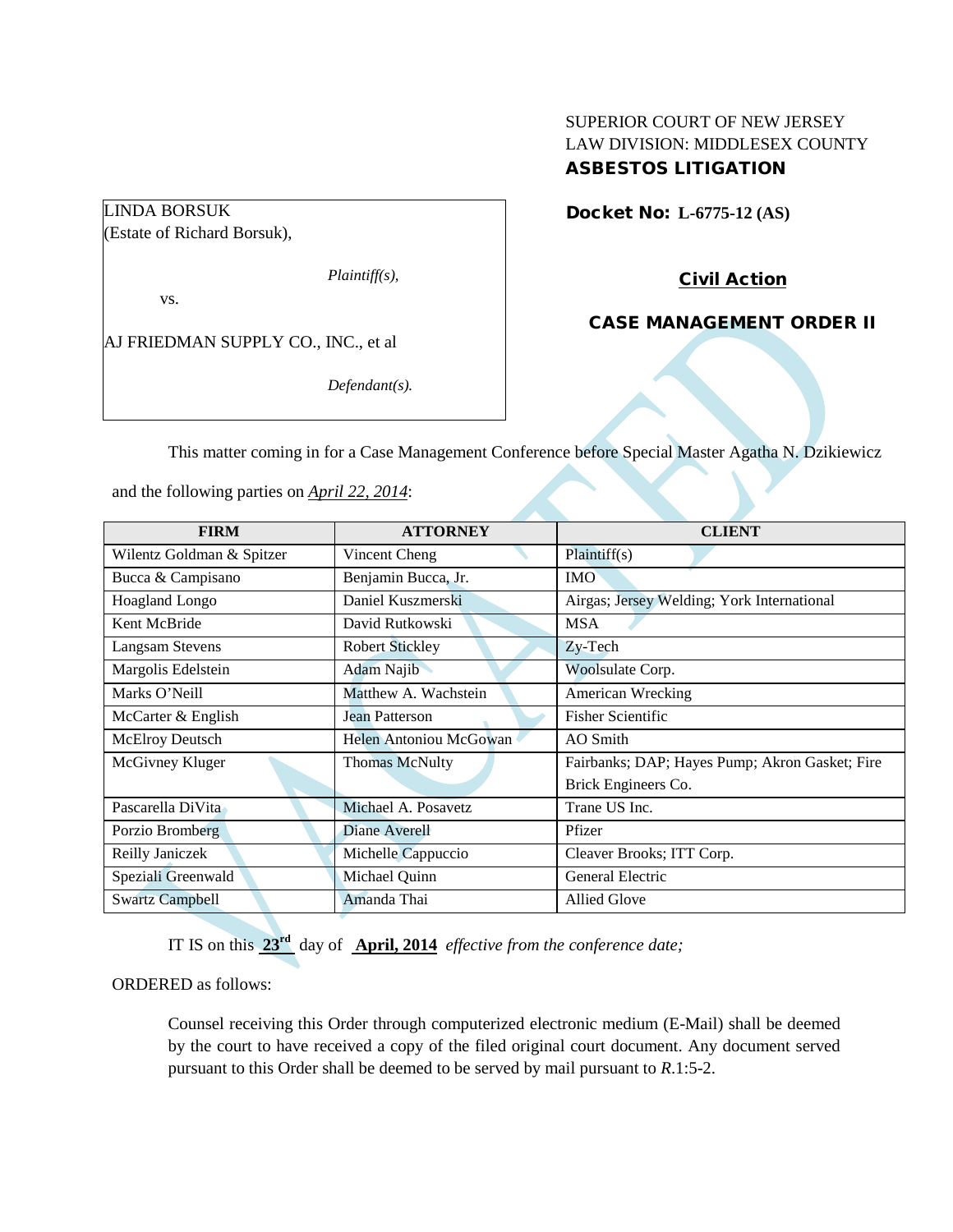SUPERIOR COURT OF NEW JERSEY
LAW DIVISION: MIDDLESEX COUNTY
**ASBESTOS LITIGATION**

LINDA BORSUK
(Estate of Richard Borsuk),

*Plaintiff(s),*

vs.

AJ FRIEDMAN SUPPLY CO., INC., et al

*Defendant(s).*

**Docket No: L-6775-12 (AS)**

**Civil Action**

**CASE MANAGEMENT ORDER II**

VACATED

This matter coming in for a Case Management Conference before Special Master Agatha N. Dzikiewicz and the following parties on *April 22, 2014*:

| FIRM | ATTORNEY | CLIENT |
|---|---|---|
| Wilentz Goldman & Spitzer | Vincent Cheng | Plaintiff(s) |
| Bucca & Campisano | Benjamin Bucca, Jr. | IMO |
| Hoagland Longo | Daniel Kuszmerski | Airgas; Jersey Welding; York International |
| Kent McBride | David Rutkowski | MSA |
| Langsam Stevens | Robert Stickley | Zy-Tech |
| Margolis Edelstein | Adam Najib | Woolsulate Corp. |
| Marks O'Neill | Matthew A. Wachstein | American Wrecking |
| McCarter & English | Jean Patterson | Fisher Scientific |
| McElroy Deutsch | Helen Antoniou McGowan | AO Smith |
| McGivney Kluger | Thomas McNulty | Fairbanks; DAP; Hayes Pump; Akron Gasket; Fire Brick Engineers Co. |
| Pascarella DiVita | Michael A. Posavetz | Trane US Inc. |
| Porzio Bromberg | Diane Averell | Pfizer |
| Reilly Janiczek | Michelle Cappuccio | Cleaver Brooks; ITT Corp. |
| Speziali Greenwald | Michael Quinn | General Electric |
| Swartz Campbell | Amanda Thai | Allied Glove |

IT IS on this **23rd** day of **April, 2014** *effective from the conference date;*

ORDERED as follows:

Counsel receiving this Order through computerized electronic medium (E-Mail) shall be deemed by the court to have received a copy of the filed original court document. Any document served pursuant to this Order shall be deemed to be served by mail pursuant to *R*.1:5-2.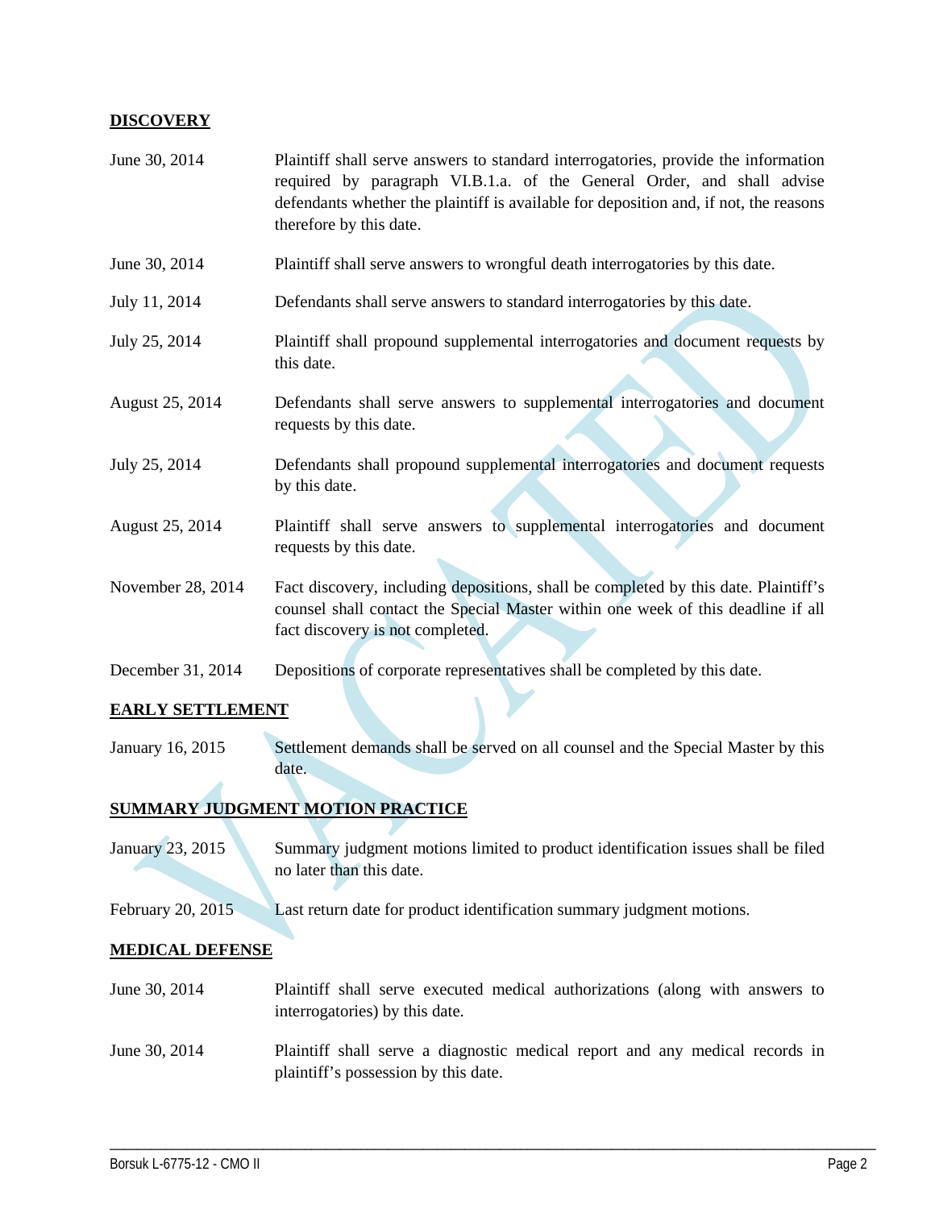## DISCOVERY

| | |
|---|---|
| June 30, 2014 | Plaintiff shall serve answers to standard interrogatories, provide the information required by paragraph VI.B.1.a. of the General Order, and shall advise defendants whether the plaintiff is available for deposition and, if not, the reasons therefore by this date. |
| June 30, 2014 | Plaintiff shall serve answers to wrongful death interrogatories by this date. |
| July 11, 2014 | Defendants shall serve answers to standard interrogatories by this date. |
| July 25, 2014 | Plaintiff shall propound supplemental interrogatories and document requests by this date. |
| August 25, 2014 | Defendants shall serve answers to supplemental interrogatories and document requests by this date. |
| July 25, 2014 | Defendants shall propound supplemental interrogatories and document requests by this date. |
| August 25, 2014 | Plaintiff shall serve answers to supplemental interrogatories and document requests by this date. |
| November 28, 2014 | Fact discovery, including depositions, shall be completed by this date. Plaintiff's counsel shall contact the Special Master within one week of this deadline if all fact discovery is not completed. |
| December 31, 2014 | Depositions of corporate representatives shall be completed by this date. |

## EARLY SETTLEMENT

| | |
|---|---|
| January 16, 2015 | Settlement demands shall be served on all counsel and the Special Master by this date. |

## SUMMARY JUDGMENT MOTION PRACTICE

| | |
|---|---|
| January 23, 2015 | Summary judgment motions limited to product identification issues shall be filed no later than this date. |
| February 20, 2015 | Last return date for product identification summary judgment motions. |

## MEDICAL DEFENSE

| | |
|---|---|
| June 30, 2014 | Plaintiff shall serve executed medical authorizations (along with answers to interrogatories) by this date. |
| June 30, 2014 | Plaintiff shall serve a diagnostic medical report and any medical records in plaintiff's possession by this date. |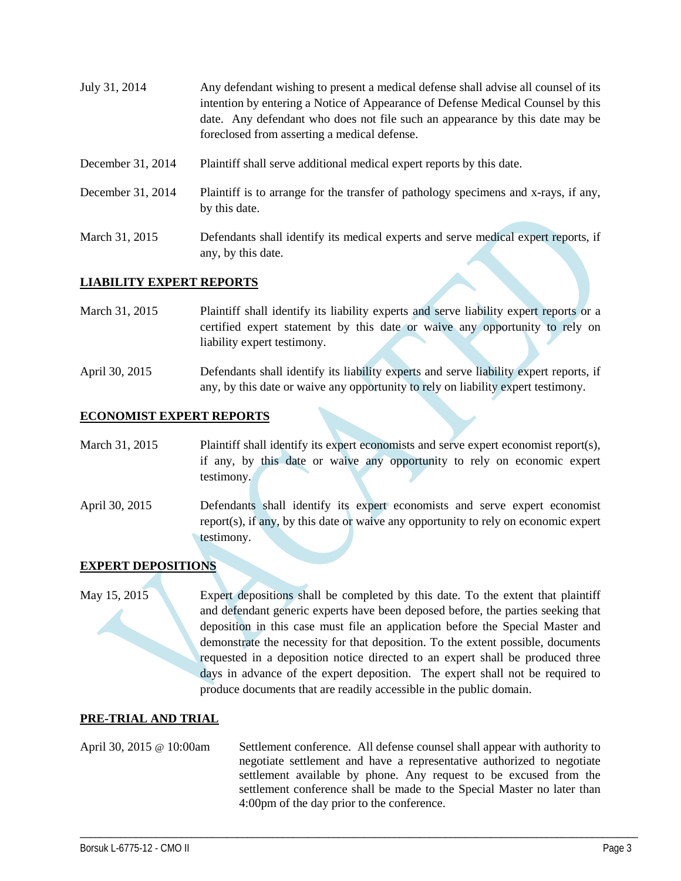| | |
|---|---|
| July 31, 2014 | Any defendant wishing to present a medical defense shall advise all counsel of its intention by entering a Notice of Appearance of Defense Medical Counsel by this date. Any defendant who does not file such an appearance by this date may be foreclosed from asserting a medical defense. |
| December 31, 2014 | Plaintiff shall serve additional medical expert reports by this date. |
| December 31, 2014 | Plaintiff is to arrange for the transfer of pathology specimens and x-rays, if any, by this date. |
| March 31, 2015 | Defendants shall identify its medical experts and serve medical expert reports, if any, by this date. |

**LIABILITY EXPERT REPORTS**

| | |
|---|---|
| March 31, 2015 | Plaintiff shall identify its liability experts and serve liability expert reports or a certified expert statement by this date or waive any opportunity to rely on liability expert testimony. |
| April 30, 2015 | Defendants shall identify its liability experts and serve liability expert reports, if any, by this date or waive any opportunity to rely on liability expert testimony. |

**ECONOMIST EXPERT REPORTS**

| | |
|---|---|
| March 31, 2015 | Plaintiff shall identify its expert economists and serve expert economist report(s), if any, by this date or waive any opportunity to rely on economic expert testimony. |
| April 30, 2015 | Defendants shall identify its expert economists and serve expert economist report(s), if any, by this date or waive any opportunity to rely on economic expert testimony. |

**EXPERT DEPOSITIONS**

| | |
|---|---|
| May 15, 2015 | Expert depositions shall be completed by this date. To the extent that plaintiff and defendant generic experts have been deposed before, the parties seeking that deposition in this case must file an application before the Special Master and demonstrate the necessity for that deposition. To the extent possible, documents requested in a deposition notice directed to an expert shall be produced three days in advance of the expert deposition. The expert shall not be required to produce documents that are readily accessible in the public domain. |

**PRE-TRIAL AND TRIAL**

| | |
|---|---|
| April 30, 2015 @ 10:00am | Settlement conference. All defense counsel shall appear with authority to negotiate settlement and have a representative authorized to negotiate settlement available by phone. Any request to be excused from the settlement conference shall be made to the Special Master no later than 4:00pm of the day prior to the conference. |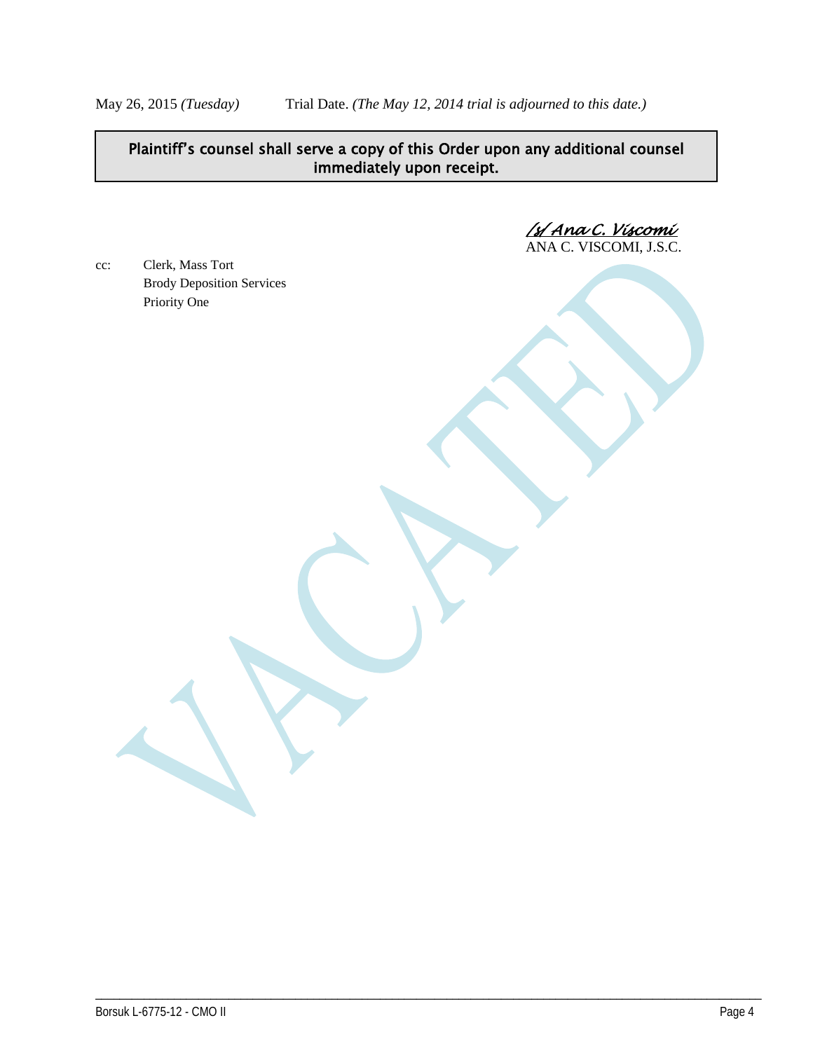May 26, 2015 *(Tuesday)* Trial Date. *(The May 12, 2014 trial is adjourned to this date.)*

**Plaintiff's counsel shall serve a copy of this Order upon any additional counsel immediately upon receipt.**

*/s/ Ana C. Viscomi*
ANA C. VISCOMI, J.S.C.

cc: Clerk, Mass Tort
Brody Deposition Services
Priority One

VACATED